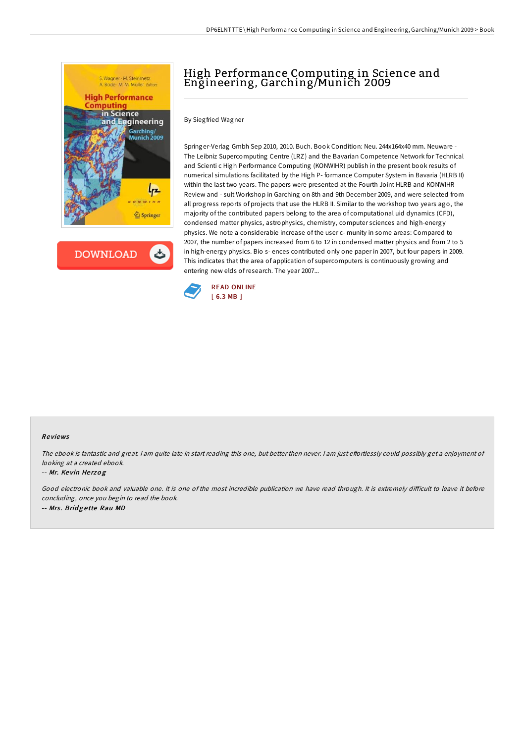# High Performance Computing in Science and Engineering, Garching/Munich 2009

By Siegfried Wagner

Springer-Verlag Gmbh Sep 2010, 2010. Buch. Book Condition: Neu. 244x164x40 mm. Neuware - The Leibniz Supercomputing Centre (LRZ) and the Bavarian Competence Network for Technical and Scienti c High Performance Computing (KONWIHR) publish in the present book results of numerical simulations facilitated by the High P- formance Computer System in Bavaria (HLRB II) within the last two years. The papers were presented at the Fourth Joint HLRB and KONWIHR Review and - sult Workshop in Garching on 8th and 9th December 2009, and were selected from all progress reports of projects that use the HLRB II. Similar to the workshop two years ago, the majority of the contributed papers belong to the area of computational uid dynamics (CFD), condensed matter physics, astrophysics, chemistry, computer sciences and high-energy physics. We note a considerable increase of the user c- munity in some areas: Compared to 2007, the number of papers increased from 6 to 12 in condensed matter physics and from 2 to 5 in high-energy physics. Bio s- ences contributed only one paper in 2007, but four papers in 2009. This indicates that the area of application of supercomputers is continuously growing and entering new elds of research. The year 2007...

READ ONLINE
[ 6.3 MB ]

## Reviews

*The ebook is fantastic and great. I am quite late in start reading this one, but better then never. I am just effortlessly could possibly get a enjoyment of looking at a created ebook.*

-- *Mr. Kevin Herzog*

*Good electronic book and valuable one. It is one of the most incredible publication we have read through. It is extremely difficult to leave it before concluding, once you begin to read the book.*

-- *Mrs. Bridgette Rau MD*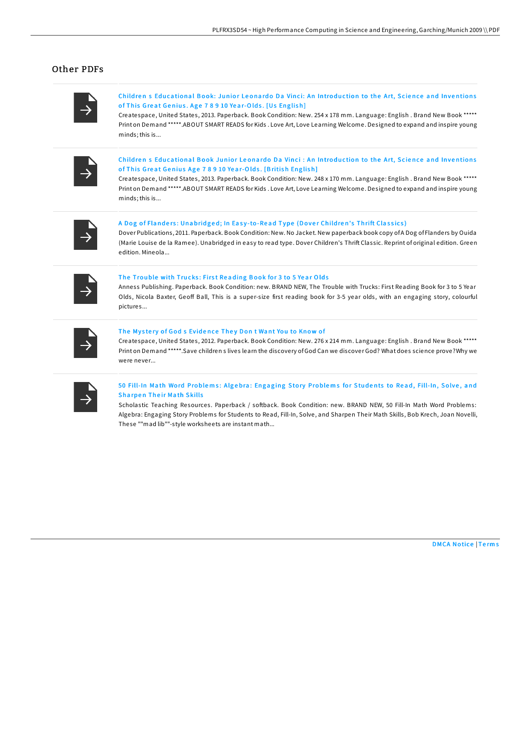## Other PDFs

**Children s Educational Book: Junior Leonardo Da Vinci: An Introduction to the Art, Science and Inventions of This Great Genius. Age 7 8 9 10 Year-Olds. [Us English]**

Createspace, United States, 2013. Paperback. Book Condition: New. 254 x 178 mm. Language: English . Brand New Book ***** Print on Demand *****.ABOUT SMART READS for Kids . Love Art, Love Learning Welcome. Designed to expand and inspire young minds; this is...

**Children s Educational Book Junior Leonardo Da Vinci : An Introduction to the Art, Science and Inventions of This Great Genius Age 7 8 9 10 Year-Olds. [British English]**

Createspace, United States, 2013. Paperback. Book Condition: New. 248 x 170 mm. Language: English . Brand New Book ***** Print on Demand *****.ABOUT SMART READS for Kids . Love Art, Love Learning Welcome. Designed to expand and inspire young minds; this is...

**A Dog of Flanders: Unabridged; In Easy-to-Read Type (Dover Children's Thrift Classics)**

Dover Publications, 2011. Paperback. Book Condition: New. No Jacket. New paperback book copy of A Dog of Flanders by Ouida (Marie Louise de la Ramee). Unabridged in easy to read type. Dover Children's Thrift Classic. Reprint of original edition. Green edition. Mineola...

**The Trouble with Trucks: First Reading Book for 3 to 5 Year Olds**

Anness Publishing. Paperback. Book Condition: new. BRAND NEW, The Trouble with Trucks: First Reading Book for 3 to 5 Year Olds, Nicola Baxter, Geoff Ball, This is a super-size first reading book for 3-5 year olds, with an engaging story, colourful pictures...

**The Mystery of God s Evidence They Don t Want You to Know of**

Createspace, United States, 2012. Paperback. Book Condition: New. 276 x 214 mm. Language: English . Brand New Book ***** Print on Demand *****.Save children s lives learn the discovery of God Can we discover God? What does science prove? Why we were never...

**50 Fill-In Math Word Problems: Algebra: Engaging Story Problems for Students to Read, Fill-In, Solve, and Sharpen Their Math Skills**

Scholastic Teaching Resources. Paperback / softback. Book Condition: new. BRAND NEW, 50 Fill-In Math Word Problems: Algebra: Engaging Story Problems for Students to Read, Fill-In, Solve, and Sharpen Their Math Skills, Bob Krech, Joan Novelli, These ""mad lib""-style worksheets are instant math...